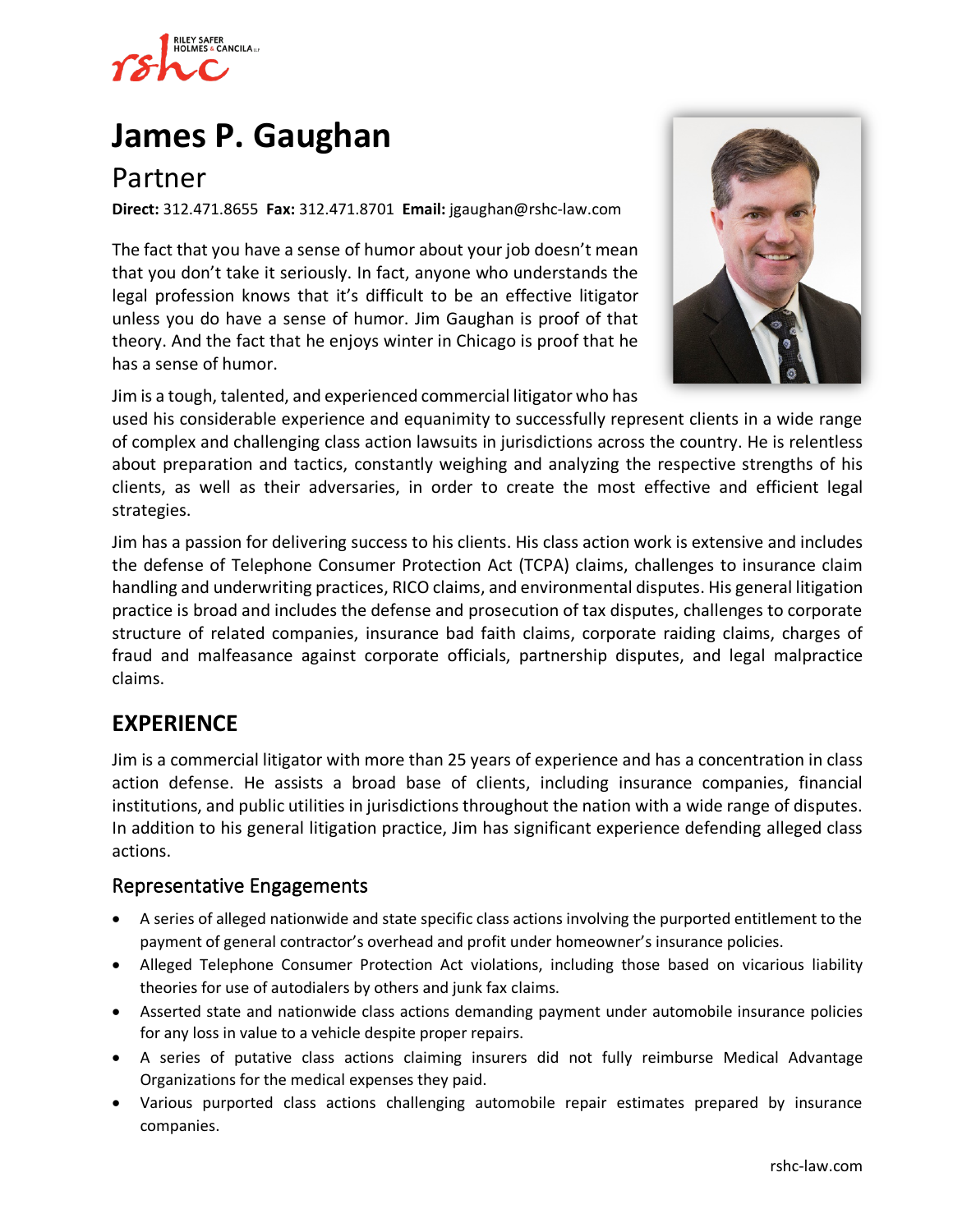# James P. Gaughan

## Partner

**Direct:** 312.471.8655 **Fax:** 312.471.8701 **Email:** jgaughan@rshc-law.com

The fact that you have a sense of humor about your job doesn't mean that you don't take it seriously. In fact, anyone who understands the legal profession knows that it's difficult to be an effective litigator unless you do have a sense of humor. Jim Gaughan is proof of that theory. And the fact that he enjoys winter in Chicago is proof that he has a sense of humor.

Jim is a tough, talented, and experienced commercial litigator who has used his considerable experience and equanimity to successfully represent clients in a wide range of complex and challenging class action lawsuits in jurisdictions across the country. He is relentless about preparation and tactics, constantly weighing and analyzing the respective strengths of his clients, as well as their adversaries, in order to create the most effective and efficient legal strategies.

Jim has a passion for delivering success to his clients. His class action work is extensive and includes the defense of Telephone Consumer Protection Act (TCPA) claims, challenges to insurance claim handling and underwriting practices, RICO claims, and environmental disputes. His general litigation practice is broad and includes the defense and prosecution of tax disputes, challenges to corporate structure of related companies, insurance bad faith claims, corporate raiding claims, charges of fraud and malfeasance against corporate officials, partnership disputes, and legal malpractice claims.

## EXPERIENCE

Jim is a commercial litigator with more than 25 years of experience and has a concentration in class action defense. He assists a broad base of clients, including insurance companies, financial institutions, and public utilities in jurisdictions throughout the nation with a wide range of disputes. In addition to his general litigation practice, Jim has significant experience defending alleged class actions.

### Representative Engagements

- A series of alleged nationwide and state specific class actions involving the purported entitlement to the payment of general contractor's overhead and profit under homeowner's insurance policies.
- Alleged Telephone Consumer Protection Act violations, including those based on vicarious liability theories for use of autodialers by others and junk fax claims.
- Asserted state and nationwide class actions demanding payment under automobile insurance policies for any loss in value to a vehicle despite proper repairs.
- A series of putative class actions claiming insurers did not fully reimburse Medical Advantage Organizations for the medical expenses they paid.
- Various purported class actions challenging automobile repair estimates prepared by insurance companies.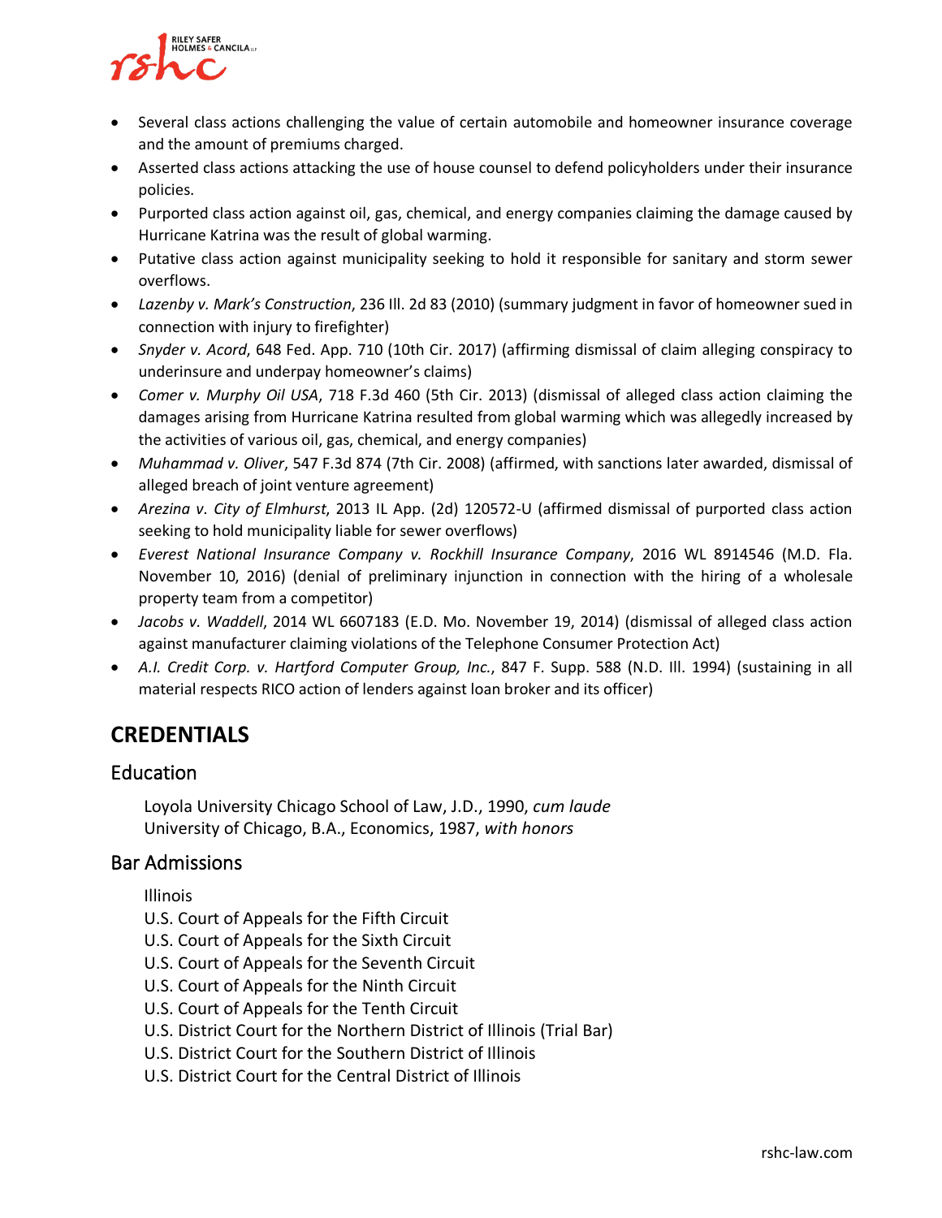- Several class actions challenging the value of certain automobile and homeowner insurance coverage and the amount of premiums charged.
- Asserted class actions attacking the use of house counsel to defend policyholders under their insurance policies.
- Purported class action against oil, gas, chemical, and energy companies claiming the damage caused by Hurricane Katrina was the result of global warming.
- Putative class action against municipality seeking to hold it responsible for sanitary and storm sewer overflows.
- *Lazenby v. Mark's Construction*, 236 Ill. 2d 83 (2010) (summary judgment in favor of homeowner sued in connection with injury to firefighter)
- *Snyder v. Acord*, 648 Fed. App. 710 (10th Cir. 2017) (affirming dismissal of claim alleging conspiracy to underinsure and underpay homeowner's claims)
- *Comer v. Murphy Oil USA*, 718 F.3d 460 (5th Cir. 2013) (dismissal of alleged class action claiming the damages arising from Hurricane Katrina resulted from global warming which was allegedly increased by the activities of various oil, gas, chemical, and energy companies)
- *Muhammad v. Oliver*, 547 F.3d 874 (7th Cir. 2008) (affirmed, with sanctions later awarded, dismissal of alleged breach of joint venture agreement)
- *Arezina v. City of Elmhurst*, 2013 IL App. (2d) 120572-U (affirmed dismissal of purported class action seeking to hold municipality liable for sewer overflows)
- *Everest National Insurance Company v. Rockhill Insurance Company*, 2016 WL 8914546 (M.D. Fla. November 10, 2016) (denial of preliminary injunction in connection with the hiring of a wholesale property team from a competitor)
- *Jacobs v. Waddell*, 2014 WL 6607183 (E.D. Mo. November 19, 2014) (dismissal of alleged class action against manufacturer claiming violations of the Telephone Consumer Protection Act)
- *A.I. Credit Corp. v. Hartford Computer Group, Inc.*, 847 F. Supp. 588 (N.D. Ill. 1994) (sustaining in all material respects RICO action of lenders against loan broker and its officer)

# CREDENTIALS

## Education

Loyola University Chicago School of Law, J.D., 1990, *cum laude*
University of Chicago, B.A., Economics, 1987, *with honors*

## Bar Admissions

Illinois
U.S. Court of Appeals for the Fifth Circuit
U.S. Court of Appeals for the Sixth Circuit
U.S. Court of Appeals for the Seventh Circuit
U.S. Court of Appeals for the Ninth Circuit
U.S. Court of Appeals for the Tenth Circuit
U.S. District Court for the Northern District of Illinois (Trial Bar)
U.S. District Court for the Southern District of Illinois
U.S. District Court for the Central District of Illinois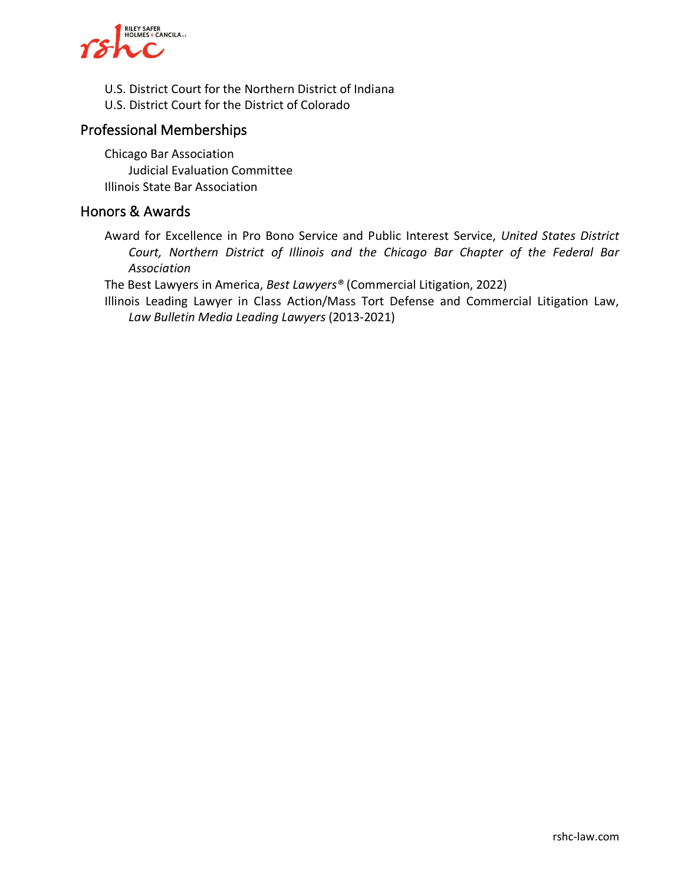U.S. District Court for the Northern District of Indiana
U.S. District Court for the District of Colorado

## Professional Memberships

Chicago Bar Association
- Judicial Evaluation Committee

Illinois State Bar Association

## Honors & Awards

Award for Excellence in Pro Bono Service and Public Interest Service, *United States District Court, Northern District of Illinois and the Chicago Bar Chapter of the Federal Bar Association*

The Best Lawyers in America, *Best Lawyers®* (Commercial Litigation, 2022)

Illinois Leading Lawyer in Class Action/Mass Tort Defense and Commercial Litigation Law, *Law Bulletin Media Leading Lawyers* (2013-2021)